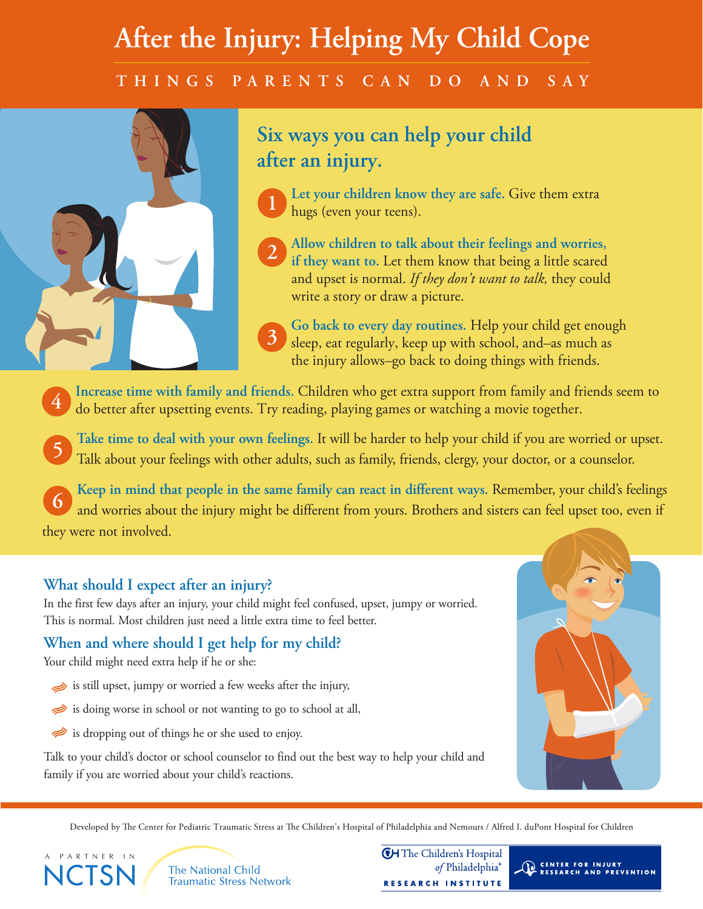# After the Injury: Helping My Child Cope

THINGS PARENTS CAN DO AND SAY

## Six ways you can help your child after an injury.

1. **Let your children know they are safe.** Give them extra hugs (even your teens).

2. **Allow children to talk about their feelings and worries, if they want to.** Let them know that being a little scared and upset is normal. *If they don't want to talk,* they could write a story or draw a picture.

3. **Go back to every day routines.** Help your child get enough sleep, eat regularly, keep up with school, and–as much as the injury allows–go back to doing things with friends.

4. **Increase time with family and friends.** Children who get extra support from family and friends seem to do better after upsetting events. Try reading, playing games or watching a movie together.

5. **Take time to deal with your own feelings.** It will be harder to help your child if you are worried or upset. Talk about your feelings with other adults, such as family, friends, clergy, your doctor, or a counselor.

6. **Keep in mind that people in the same family can react in different ways.** Remember, your child's feelings and worries about the injury might be different from yours. Brothers and sisters can feel upset too, even if they were not involved.

### What should I expect after an injury?

In the first few days after an injury, your child might feel confused, upset, jumpy or worried. This is normal. Most children just need a little extra time to feel better.

### When and where should I get help for my child?

Your child might need extra help if he or she:

- is still upset, jumpy or worried a few weeks after the injury,
- is doing worse in school or not wanting to go to school at all,
- is dropping out of things he or she used to enjoy.

Talk to your child's doctor or school counselor to find out the best way to help your child and family if you are worried about your child's reactions.

Developed by The Center for Pediatric Traumatic Stress at The Children's Hospital of Philadelphia and Nemours / Alfred I. duPont Hospital for Children

A PARTNER IN NCTSN The National Child Traumatic Stress Network

The Children's Hospital of Philadelphia® RESEARCH INSTITUTE

CENTER FOR INJURY RESEARCH AND PREVENTION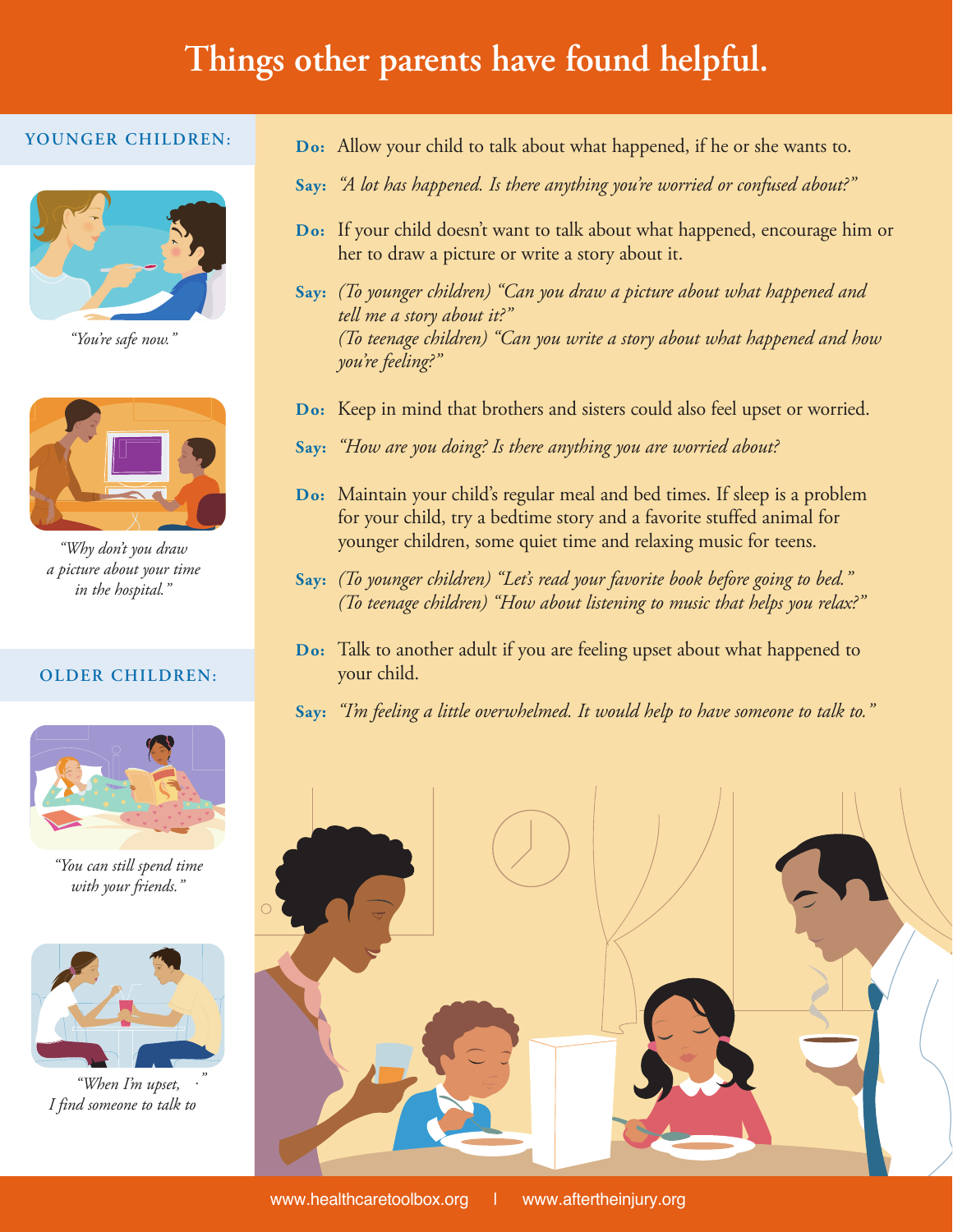# Things other parents have found helpful.

## YOUNGER CHILDREN:

*"You're safe now."*

*"Why don't you draw a picture about your time in the hospital."*

## OLDER CHILDREN:

*"You can still spend time with your friends."*

*"When I'm upset, I find someone to talk to."*

**Do:** Allow your child to talk about what happened, if he or she wants to.

**Say:** *"A lot has happened. Is there anything you're worried or confused about?"*

**Do:** If your child doesn't want to talk about what happened, encourage him or her to draw a picture or write a story about it.

**Say:** *(To younger children) "Can you draw a picture about what happened and tell me a story about it?"*
*(To teenage children) "Can you write a story about what happened and how you're feeling?"*

**Do:** Keep in mind that brothers and sisters could also feel upset or worried.

**Say:** *"How are you doing? Is there anything you are worried about?*

**Do:** Maintain your child's regular meal and bed times. If sleep is a problem for your child, try a bedtime story and a favorite stuffed animal for younger children, some quiet time and relaxing music for teens.

**Say:** *(To younger children) "Let's read your favorite book before going to bed."*
*(To teenage children) "How about listening to music that helps you relax?"*

**Do:** Talk to another adult if you are feeling upset about what happened to your child.

**Say:** *"I'm feeling a little overwhelmed. It would help to have someone to talk to."*